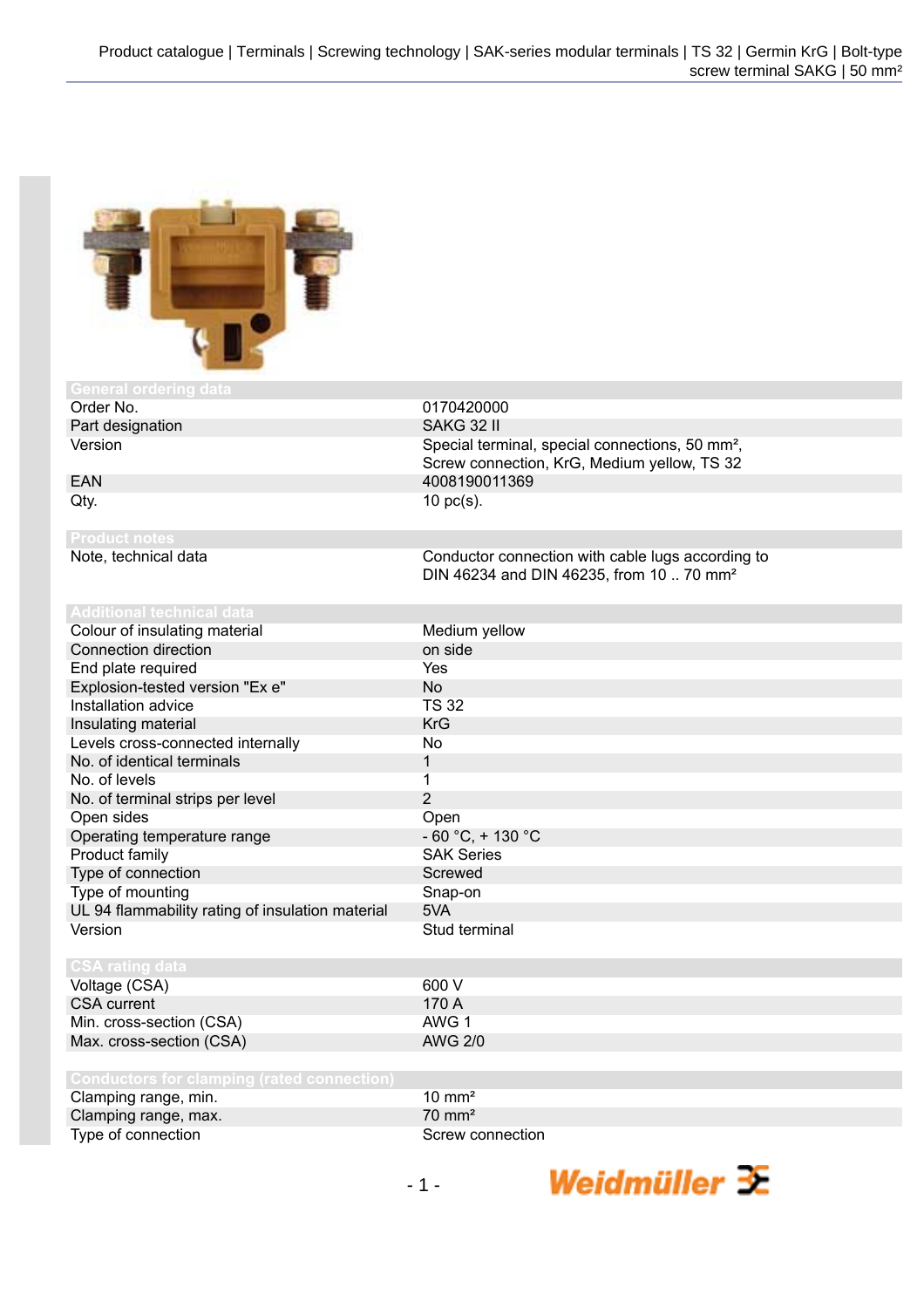## General ordering data

| | |
|---|---|
| Order No. | 0170420000 |
| Part designation | SAKG 32 II |
| Version | Special terminal, special connections, 50 mm², Screw connection, KrG, Medium yellow, TS 32 |
| EAN | 4008190011369 |
| Qty. | 10 pc(s). |

## Product notes

| | |
|---|---|
| Note, technical data | Conductor connection with cable lugs according to DIN 46234 and DIN 46235, from 10 .. 70 mm² |

## Additional technical data

| | |
|---|---|
| Colour of insulating material | Medium yellow |
| Connection direction | on side |
| End plate required | Yes |
| Explosion-tested version "Ex e" | No |
| Installation advice | TS 32 |
| Insulating material | KrG |
| Levels cross-connected internally | No |
| No. of identical terminals | 1 |
| No. of levels | 1 |
| No. of terminal strips per level | 2 |
| Open sides | Open |
| Operating temperature range | - 60 °C, + 130 °C |
| Product family | SAK Series |
| Type of connection | Screwed |
| Type of mounting | Snap-on |
| UL 94 flammability rating of insulation material | 5VA |
| Version | Stud terminal |

## CSA rating data

| | |
|---|---|
| Voltage (CSA) | 600 V |
| CSA current | 170 A |
| Min. cross-section (CSA) | AWG 1 |
| Max. cross-section (CSA) | AWG 2/0 |

## Conductors for clamping (rated connection)

| | |
|---|---|
| Clamping range, min. | 10 mm² |
| Clamping range, max. | 70 mm² |
| Type of connection | Screw connection |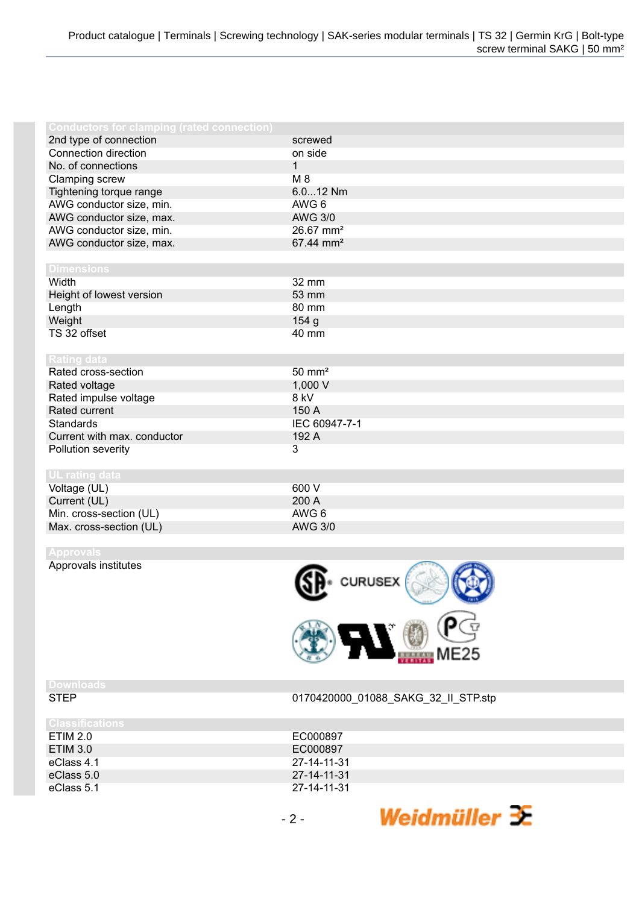| Conductors for clamping (rated connection) | |
|---|---|
| 2nd type of connection | screwed |
| Connection direction | on side |
| No. of connections | 1 |
| Clamping screw | M 8 |
| Tightening torque range | 6.0...12 Nm |
| AWG conductor size, min. | AWG 6 |
| AWG conductor size, max. | AWG 3/0 |
| AWG conductor size, min. | 26.67 mm² |
| AWG conductor size, max. | 67.44 mm² |

| Dimensions | |
|---|---|
| Width | 32 mm |
| Height of lowest version | 53 mm |
| Length | 80 mm |
| Weight | 154 g |
| TS 32 offset | 40 mm |

| Rating data | |
|---|---|
| Rated cross-section | 50 mm² |
| Rated voltage | 1,000 V |
| Rated impulse voltage | 8 kV |
| Rated current | 150 A |
| Standards | IEC 60947-7-1 |
| Current with max. conductor | 192 A |
| Pollution severity | 3 |

| UL rating data | |
|---|---|
| Voltage (UL) | 600 V |
| Current (UL) | 200 A |
| Min. cross-section (UL) | AWG 6 |
| Max. cross-section (UL) | AWG 3/0 |

| Approvals | |
|---|---|
| Approvals institutes | CURUSEX, ME25 |

| Downloads | |
|---|---|
| STEP | 0170420000_01088_SAKG_32_II_STP.stp |

| Classifications | |
|---|---|
| ETIM 2.0 | EC000897 |
| ETIM 3.0 | EC000897 |
| eClass 4.1 | 27-14-11-31 |
| eClass 5.0 | 27-14-11-31 |
| eClass 5.1 | 27-14-11-31 |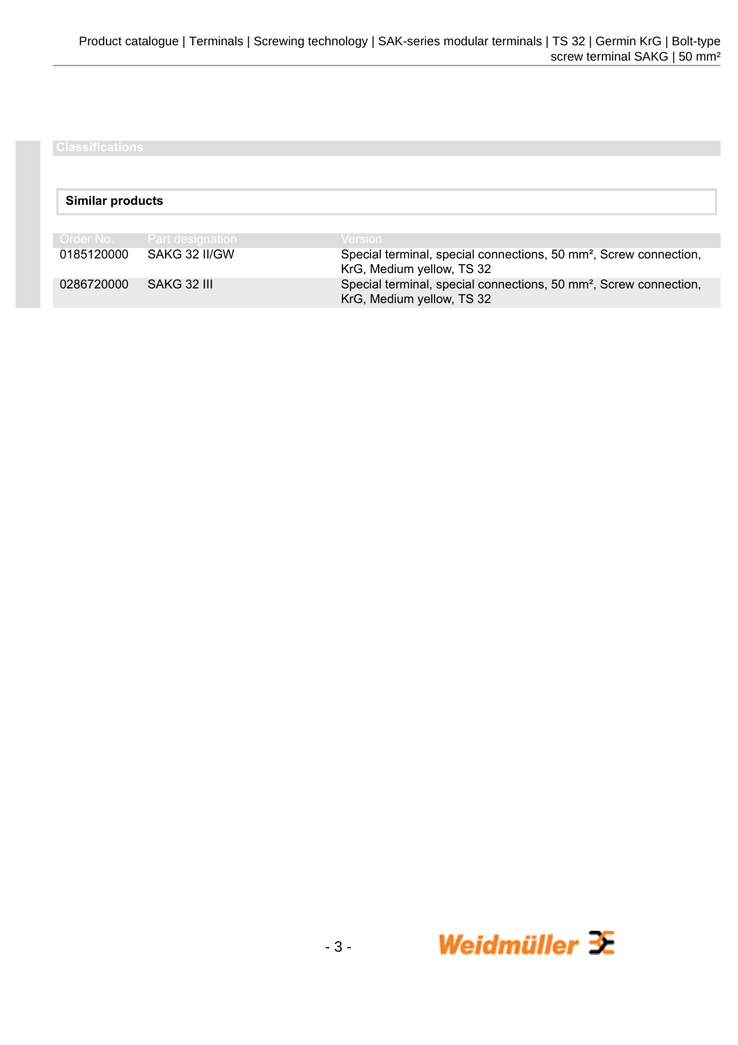## Classifications

### Similar products

| Order No. | Part designation | Version |
|---|---|---|
| 0185120000 | SAKG 32 II/GW | Special terminal, special connections, 50 mm², Screw connection, KrG, Medium yellow, TS 32 |
| 0286720000 | SAKG 32 III | Special terminal, special connections, 50 mm², Screw connection, KrG, Medium yellow, TS 32 |